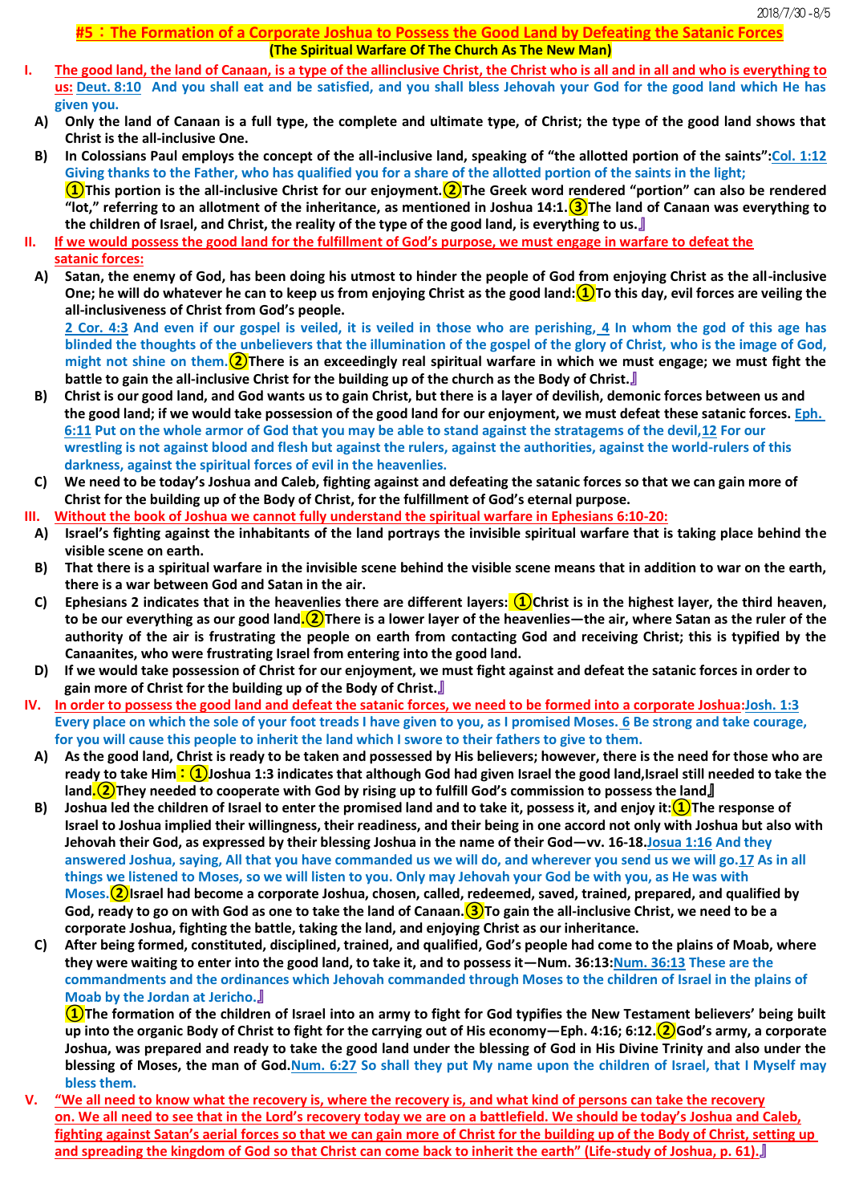2018/7/30 -8/5

# #5：The Formation of a Corporate Joshua to Possess the Good Land by Defeating the Satanic Forces

**(The Spiritual Warfare Of The Church As The New Man)**

**I. The good land, the land of Canaan, is a type of the allinclusive Christ, the Christ who is all and in all and who is everything to us:** Deut. 8:10 And you shall eat and be satisfied, and you shall bless Jehovah your God for the good land which He has given you.

- **A)** Only the land of Canaan is a full type, the complete and ultimate type, of Christ; the type of the good land shows that Christ is the all-inclusive One.
- **B)** In Colossians Paul employs the concept of the all-inclusive land, speaking of "the allotted portion of the saints": Col. 1:12 Giving thanks to the Father, who has qualified you for a share of the allotted portion of the saints in the light; ①This portion is the all-inclusive Christ for our enjoyment.②The Greek word rendered "portion" can also be rendered "lot," referring to an allotment of the inheritance, as mentioned in Joshua 14:1.③The land of Canaan was everything to the children of Israel, and Christ, the reality of the type of the good land, is everything to us.』

**II. If we would possess the good land for the fulfillment of God's purpose, we must engage in warfare to defeat the satanic forces:**

- **A)** Satan, the enemy of God, has been doing his utmost to hinder the people of God from enjoying Christ as the all-inclusive One; he will do whatever he can to keep us from enjoying Christ as the good land:①To this day, evil forces are veiling the all-inclusiveness of Christ from God's people.
  2 Cor. 4:3 And even if our gospel is veiled, it is veiled in those who are perishing, 4 In whom the god of this age has blinded the thoughts of the unbelievers that the illumination of the gospel of the glory of Christ, who is the image of God, might not shine on them.②There is an exceedingly real spiritual warfare in which we must engage; we must fight the battle to gain the all-inclusive Christ for the building up of the church as the Body of Christ.』
- **B)** Christ is our good land, and God wants us to gain Christ, but there is a layer of devilish, demonic forces between us and the good land; if we would take possession of the good land for our enjoyment, we must defeat these satanic forces. Eph. 6:11 Put on the whole armor of God that you may be able to stand against the stratagems of the devil, 12 For our wrestling is not against blood and flesh but against the rulers, against the authorities, against the world-rulers of this darkness, against the spiritual forces of evil in the heavenlies.
- **C)** We need to be today's Joshua and Caleb, fighting against and defeating the satanic forces so that we can gain more of Christ for the building up of the Body of Christ, for the fulfillment of God's eternal purpose.

**III. Without the book of Joshua we cannot fully understand the spiritual warfare in Ephesians 6:10-20:**

- **A)** Israel's fighting against the inhabitants of the land portrays the invisible spiritual warfare that is taking place behind the visible scene on earth.
- **B)** That there is a spiritual warfare in the invisible scene behind the visible scene means that in addition to war on the earth, there is a war between God and Satan in the air.
- **C)** Ephesians 2 indicates that in the heavenlies there are different layers: ①Christ is in the highest layer, the third heaven, to be our everything as our good land.②There is a lower layer of the heavenlies—the air, where Satan as the ruler of the authority of the air is frustrating the people on earth from contacting God and receiving Christ; this is typified by the Canaanites, who were frustrating Israel from entering into the good land.
- **D)** If we would take possession of Christ for our enjoyment, we must fight against and defeat the satanic forces in order to gain more of Christ for the building up of the Body of Christ.』

**IV. In order to possess the good land and defeat the satanic forces, we need to be formed into a corporate Joshua:** Josh. 1:3 Every place on which the sole of your foot treads I have given to you, as I promised Moses. 6 Be strong and take courage, for you will cause this people to inherit the land which I swore to their fathers to give to them.

- **A)** As the good land, Christ is ready to be taken and possessed by His believers; however, there is the need for those who are ready to take Him：①Joshua 1:3 indicates that although God had given Israel the good land,Israel still needed to take the land.②They needed to cooperate with God by rising up to fulfill God's commission to possess the land』
- **B)** Joshua led the children of Israel to enter the promised land and to take it, possess it, and enjoy it:①The response of Israel to Joshua implied their willingness, their readiness, and their being in one accord not only with Joshua but also with Jehovah their God, as expressed by their blessing Joshua in the name of their God—vv. 16-18.Josua 1:16 And they answered Joshua, saying, All that you have commanded us we will do, and wherever you send us we will go.17 As in all things we listened to Moses, so we will listen to you. Only may Jehovah your God be with you, as He was with Moses.②Israel had become a corporate Joshua, chosen, called, redeemed, saved, trained, prepared, and qualified by God, ready to go on with God as one to take the land of Canaan.③To gain the all-inclusive Christ, we need to be a corporate Joshua, fighting the battle, taking the land, and enjoying Christ as our inheritance.
- **C)** After being formed, constituted, disciplined, trained, and qualified, God's people had come to the plains of Moab, where they were waiting to enter into the good land, to take it, and to possess it—Num. 36:13:Num. 36:13 These are the commandments and the ordinances which Jehovah commanded through Moses to the children of Israel in the plains of Moab by the Jordan at Jericho.』
  ①The formation of the children of Israel into an army to fight for God typifies the New Testament believers' being built up into the organic Body of Christ to fight for the carrying out of His economy—Eph. 4:16; 6:12.②God's army, a corporate Joshua, was prepared and ready to take the good land under the blessing of God in His Divine Trinity and also under the blessing of Moses, the man of God.Num. 6:27 So shall they put My name upon the children of Israel, that I Myself may bless them.

**V. "We all need to know what the recovery is, where the recovery is, and what kind of persons can take the recovery on. We all need to see that in the Lord's recovery today we are on a battlefield. We should be today's Joshua and Caleb, fighting against Satan's aerial forces so that we can gain more of Christ for the building up of the Body of Christ, setting up and spreading the kingdom of God so that Christ can come back to inherit the earth" (Life-study of Joshua, p. 61).』**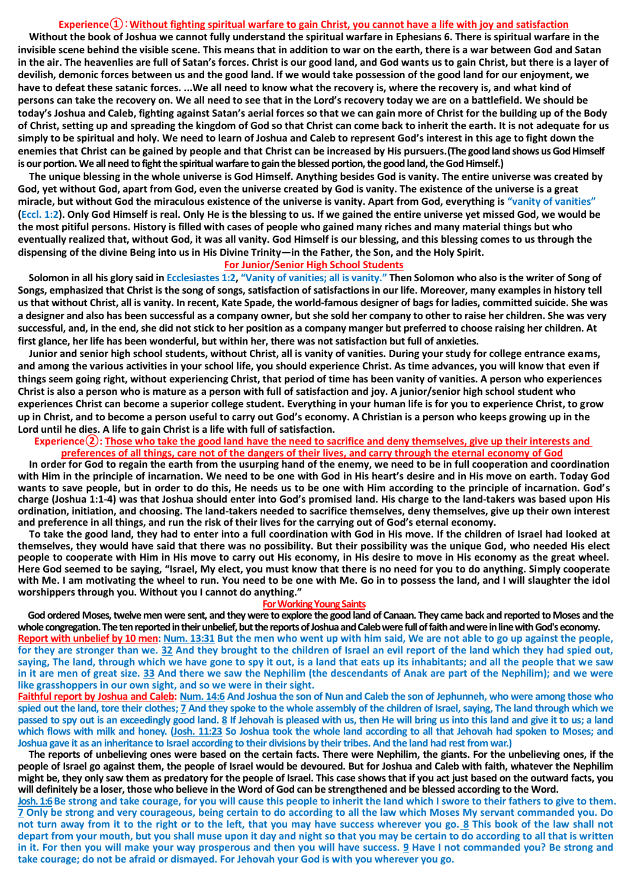## Experience①：Without fighting spiritual warfare to gain Christ, you cannot have a life with joy and satisfaction

**Without the book of Joshua we cannot fully understand the spiritual warfare in Ephesians 6. There is spiritual warfare in the invisible scene behind the visible scene. This means that in addition to war on the earth, there is a war between God and Satan in the air. The heavenlies are full of Satan's forces. Christ is our good land, and God wants us to gain Christ, but there is a layer of devilish, demonic forces between us and the good land. If we would take possession of the good land for our enjoyment, we have to defeat these satanic forces. ...We all need to know what the recovery is, where the recovery is, and what kind of persons can take the recovery on. We all need to see that in the Lord's recovery today we are on a battlefield. We should be today's Joshua and Caleb, fighting against Satan's aerial forces so that we can gain more of Christ for the building up of the Body of Christ, setting up and spreading the kingdom of God so that Christ can come back to inherit the earth. It is not adequate for us simply to be spiritual and holy. We need to learn of Joshua and Caleb to represent God's interest in this age to fight down the enemies that Christ can be gained by people and that Christ can be increased by His pursuers.(The good land shows us God Himself is our portion. We all need to fight the spiritual warfare to gain the blessed portion, the good land, the God Himself.)**

**The unique blessing in the whole universe is God Himself. Anything besides God is vanity. The entire universe was created by God, yet without God, apart from God, even the universe created by God is vanity. The existence of the universe is a great miracle, but without God the miraculous existence of the universe is vanity. Apart from God, everything is "vanity of vanities" (Eccl. 1:2). Only God Himself is real. Only He is the blessing to us. If we gained the entire universe yet missed God, we would be the most pitiful persons. History is filled with cases of people who gained many riches and many material things but who eventually realized that, without God, it was all vanity. God Himself is our blessing, and this blessing comes to us through the dispensing of the divine Being into us in His Divine Trinity—in the Father, the Son, and the Holy Spirit.**

### For Junior/Senior High School Students

**Solomon in all his glory said in Ecclesiastes 1:2, "Vanity of vanities; all is vanity." Then Solomon who also is the writer of Song of Songs, emphasized that Christ is the song of songs, satisfaction of satisfactions in our life. Moreover, many examples in history tell us that without Christ, all is vanity. In recent, Kate Spade, the world-famous designer of bags for ladies, committed suicide. She was a designer and also has been successful as a company owner, but she sold her company to other to raise her children. She was very successful, and, in the end, she did not stick to her position as a company manger but preferred to choose raising her children. At first glance, her life has been wonderful, but within her, there was not satisfaction but full of anxieties.**

**Junior and senior high school students, without Christ, all is vanity of vanities. During your study for college entrance exams, and among the various activities in your school life, you should experience Christ. As time advances, you will know that even if things seem going right, without experiencing Christ, that period of time has been vanity of vanities. A person who experiences Christ is also a person who is mature as a person with full of satisfaction and joy. A junior/senior high school student who experiences Christ can become a superior college student. Everything in your human life is for you to experience Christ, to grow up in Christ, and to become a person useful to carry out God's economy. A Christian is a person who keeps growing up in the Lord until he dies. A life to gain Christ is a life with full of satisfaction.**

## Experience②: Those who take the good land have the need to sacrifice and deny themselves, give up their interests and preferences of all things, care not of the dangers of their lives, and carry through the eternal economy of God

**In order for God to regain the earth from the usurping hand of the enemy, we need to be in full cooperation and coordination with Him in the principle of incarnation. We need to be one with God in His heart's desire and in His move on earth. Today God wants to save people, but in order to do this, He needs us to be one with Him according to the principle of incarnation. God's charge (Joshua 1:1-4) was that Joshua should enter into God's promised land. His charge to the land-takers was based upon His ordination, initiation, and choosing. The land-takers needed to sacrifice themselves, deny themselves, give up their own interest and preference in all things, and run the risk of their lives for the carrying out of God's eternal economy.**

**To take the good land, they had to enter into a full coordination with God in His move. If the children of Israel had looked at themselves, they would have said that there was no possibility. But their possibility was the unique God, who needed His elect people to cooperate with Him in His move to carry out His economy, in His desire to move in His economy as the great wheel. Here God seemed to be saying, "Israel, My elect, you must know that there is no need for you to do anything. Simply cooperate with Me. I am motivating the wheel to run. You need to be one with Me. Go in to possess the land, and I will slaughter the idol worshippers through you. Without you I cannot do anything."**

### For Working Young Saints

**God ordered Moses, twelve men were sent, and they were to explore the good land of Canaan. They came back and reported to Moses and the whole congregation. The ten reported in their unbelief, but the reports of Joshua and Caleb were full of faith and were in line with God's economy.**

**Report with unbelief by 10 men: Num. 13:31 But the men who went up with him said, We are not able to go up against the people, for they are stronger than we. 32 And they brought to the children of Israel an evil report of the land which they had spied out, saying, The land, through which we have gone to spy it out, is a land that eats up its inhabitants; and all the people that we saw in it are men of great size. 33 And there we saw the Nephilim (the descendants of Anak are part of the Nephilim); and we were like grasshoppers in our own sight, and so we were in their sight.**

**Faithful report by Joshua and Caleb: Num. 14:6 And Joshua the son of Nun and Caleb the son of Jephunneh, who were among those who spied out the land, tore their clothes; 7 And they spoke to the whole assembly of the children of Israel, saying, The land through which we passed to spy out is an exceedingly good land. 8 If Jehovah is pleased with us, then He will bring us into this land and give it to us; a land which flows with milk and honey. (Josh. 11:23 So Joshua took the whole land according to all that Jehovah had spoken to Moses; and Joshua gave it as an inheritance to Israel according to their divisions by their tribes. And the land had rest from war.)**

**The reports of unbelieving ones were based on the certain facts. There were Nephilim, the giants. For the unbelieving ones, if the people of Israel go against them, the people of Israel would be devoured. But for Joshua and Caleb with faith, whatever the Nephilim might be, they only saw them as predatory for the people of Israel. This case shows that if you act just based on the outward facts, you will definitely be a loser, those who believe in the Word of God can be strengthened and be blessed according to the Word.**

**Josh. 1:6 Be strong and take courage, for you will cause this people to inherit the land which I swore to their fathers to give to them. 7 Only be strong and very courageous, being certain to do according to all the law which Moses My servant commanded you. Do not turn away from it to the right or to the left, that you may have success wherever you go. 8 This book of the law shall not depart from your mouth, but you shall muse upon it day and night so that you may be certain to do according to all that is written in it. For then you will make your way prosperous and then you will have success. 9 Have I not commanded you? Be strong and take courage; do not be afraid or dismayed. For Jehovah your God is with you wherever you go.**